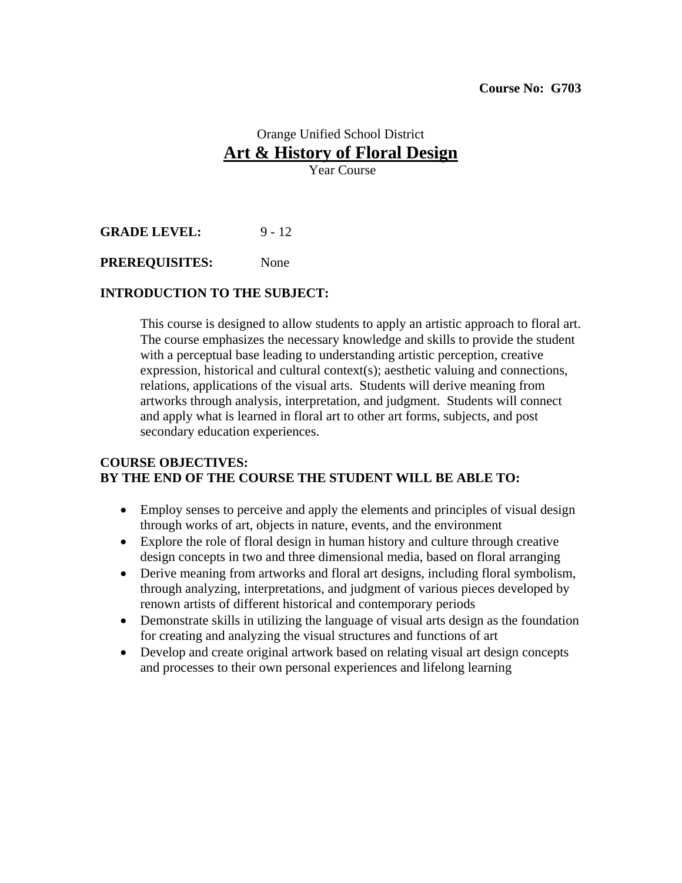**Course No: G703**

Orange Unified School District

# Art & History of Floral Design

Year Course

**GRADE LEVEL:** 9 - 12

**PREREQUISITES:** None

**INTRODUCTION TO THE SUBJECT:**

This course is designed to allow students to apply an artistic approach to floral art. The course emphasizes the necessary knowledge and skills to provide the student with a perceptual base leading to understanding artistic perception, creative expression, historical and cultural context(s); aesthetic valuing and connections, relations, applications of the visual arts. Students will derive meaning from artworks through analysis, interpretation, and judgment. Students will connect and apply what is learned in floral art to other art forms, subjects, and post secondary education experiences.

**COURSE OBJECTIVES:**
**BY THE END OF THE COURSE THE STUDENT WILL BE ABLE TO:**

- Employ senses to perceive and apply the elements and principles of visual design through works of art, objects in nature, events, and the environment
- Explore the role of floral design in human history and culture through creative design concepts in two and three dimensional media, based on floral arranging
- Derive meaning from artworks and floral art designs, including floral symbolism, through analyzing, interpretations, and judgment of various pieces developed by renown artists of different historical and contemporary periods
- Demonstrate skills in utilizing the language of visual arts design as the foundation for creating and analyzing the visual structures and functions of art
- Develop and create original artwork based on relating visual art design concepts and processes to their own personal experiences and lifelong learning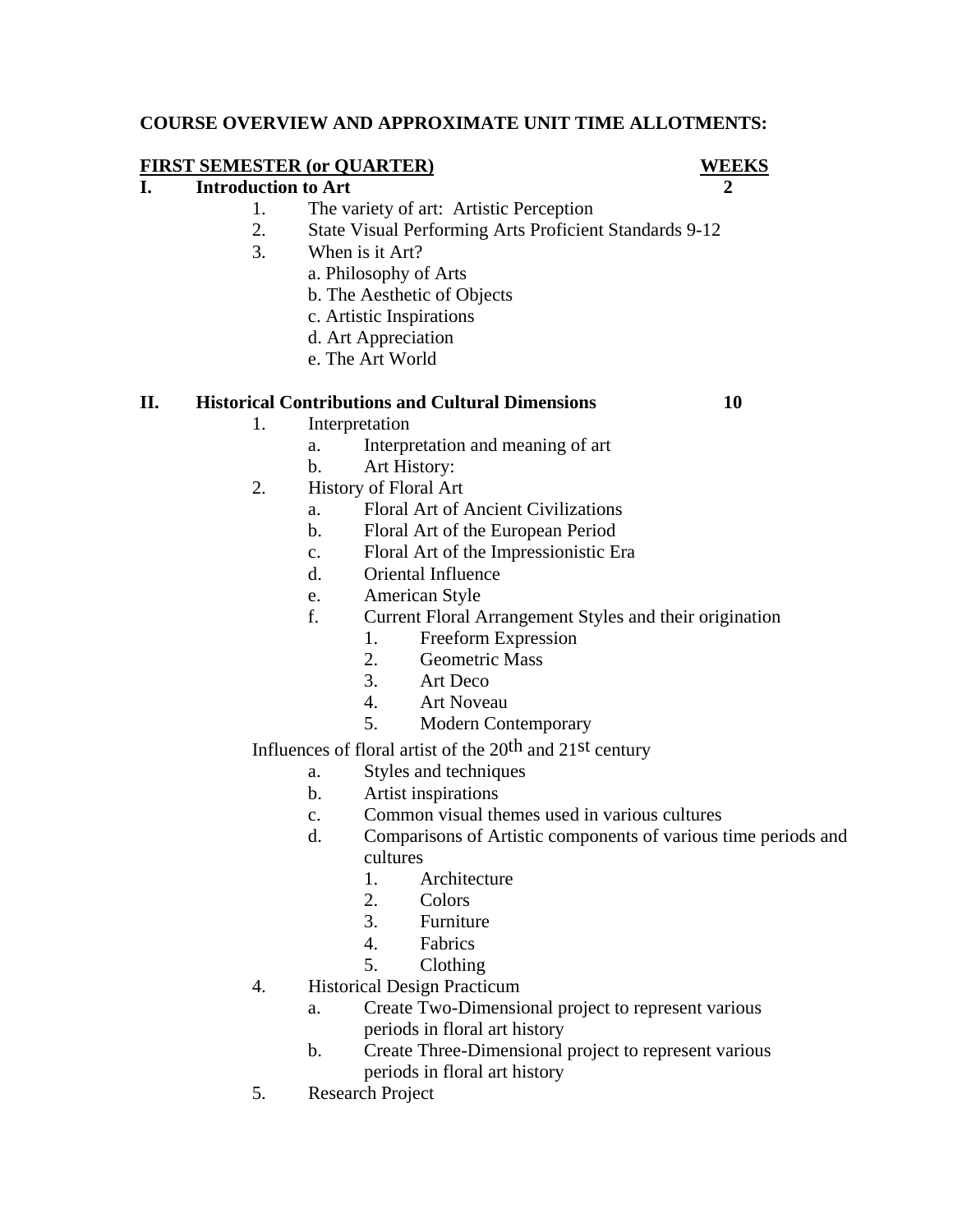**COURSE OVERVIEW AND APPROXIMATE UNIT TIME ALLOTMENTS:**

| **FIRST SEMESTER (or QUARTER)** | **WEEKS** |
|---|---|
| **I. Introduction to Art** | **2** |
| **II. Historical Contributions and Cultural Dimensions** | **10** |

**I. Introduction to Art** — **2**

1. The variety of art: Artistic Perception
2. State Visual Performing Arts Proficient Standards 9-12
3. When is it Art?
   - a. Philosophy of Arts
   - b. The Aesthetic of Objects
   - c. Artistic Inspirations
   - d. Art Appreciation
   - e. The Art World

**II. Historical Contributions and Cultural Dimensions** — **10**

1. Interpretation
   - a. Interpretation and meaning of art
   - b. Art History:
2. History of Floral Art
   - a. Floral Art of Ancient Civilizations
   - b. Floral Art of the European Period
   - c. Floral Art of the Impressionistic Era
   - d. Oriental Influence
   - e. American Style
   - f. Current Floral Arrangement Styles and their origination
     1. Freeform Expression
     2. Geometric Mass
     3. Art Deco
     4. Art Noveau
     5. Modern Contemporary

   Influences of floral artist of the 20th and 21st century
   - a. Styles and techniques
   - b. Artist inspirations
   - c. Common visual themes used in various cultures
   - d. Comparisons of Artistic components of various time periods and cultures
     1. Architecture
     2. Colors
     3. Furniture
     4. Fabrics
     5. Clothing
4. Historical Design Practicum
   - a. Create Two-Dimensional project to represent various periods in floral art history
   - b. Create Three-Dimensional project to represent various periods in floral art history
5. Research Project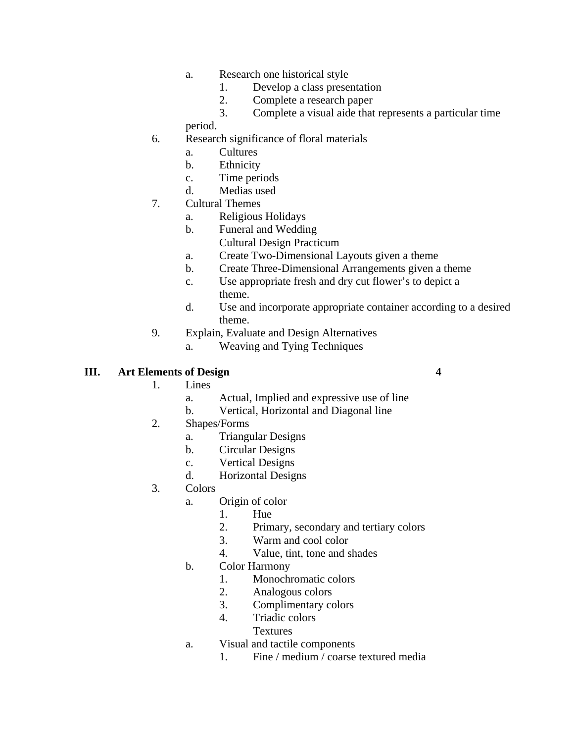- a. Research one historical style
    1. Develop a class presentation
    2. Complete a research paper
    3. Complete a visual aide that represents a particular time period.

6. Research significance of floral materials
    - a. Cultures
    - b. Ethnicity
    - c. Time periods
    - d. Medias used
7. Cultural Themes
    - a. Religious Holidays
    - b. Funeral and Wedding

    Cultural Design Practicum
    - a. Create Two-Dimensional Layouts given a theme
    - b. Create Three-Dimensional Arrangements given a theme
    - c. Use appropriate fresh and dry cut flower's to depict a theme.
    - d. Use and incorporate appropriate container according to a desired theme.
9. Explain, Evaluate and Design Alternatives
    - a. Weaving and Tying Techniques

## III. Art Elements of Design 4

1. Lines
    - a. Actual, Implied and expressive use of line
    - b. Vertical, Horizontal and Diagonal line
2. Shapes/Forms
    - a. Triangular Designs
    - b. Circular Designs
    - c. Vertical Designs
    - d. Horizontal Designs
3. Colors
    - a. Origin of color
        1. Hue
        2. Primary, secondary and tertiary colors
        3. Warm and cool color
        4. Value, tint, tone and shades
    - b. Color Harmony
        1. Monochromatic colors
        2. Analogous colors
        3. Complimentary colors
        4. Triadic colors

    Textures
    - a. Visual and tactile components
        1. Fine / medium / coarse textured media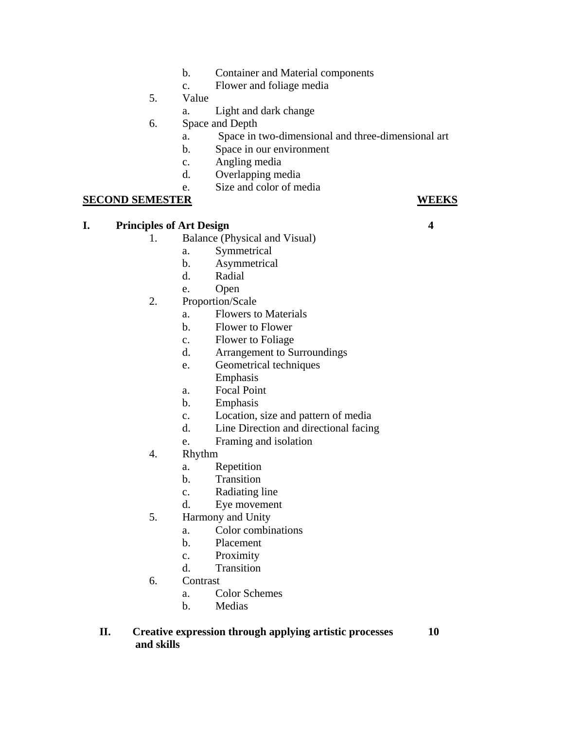- b. Container and Material components
  - c. Flower and foliage media

5. Value
    - a. Light and dark change
6. Space and Depth
    - a. Space in two-dimensional and three-dimensional art
    - b. Space in our environment
    - c. Angling media
    - d. Overlapping media
    - e. Size and color of media

**SECOND SEMESTER** **WEEKS**

**I. Principles of Art Design** **4**

1. Balance (Physical and Visual)
    - a. Symmetrical
    - b. Asymmetrical
    - d. Radial
    - e. Open
2. Proportion/Scale
    - a. Flowers to Materials
    - b. Flower to Flower
    - c. Flower to Foliage
    - d. Arrangement to Surroundings
    - e. Geometrical techniques

   Emphasis
    - a. Focal Point
    - b. Emphasis
    - c. Location, size and pattern of media
    - d. Line Direction and directional facing
    - e. Framing and isolation
4. Rhythm
    - a. Repetition
    - b. Transition
    - c. Radiating line
    - d. Eye movement
5. Harmony and Unity
    - a. Color combinations
    - b. Placement
    - c. Proximity
    - d. Transition
6. Contrast
    - a. Color Schemes
    - b. Medias

**II. Creative expression through applying artistic processes and skills** **10**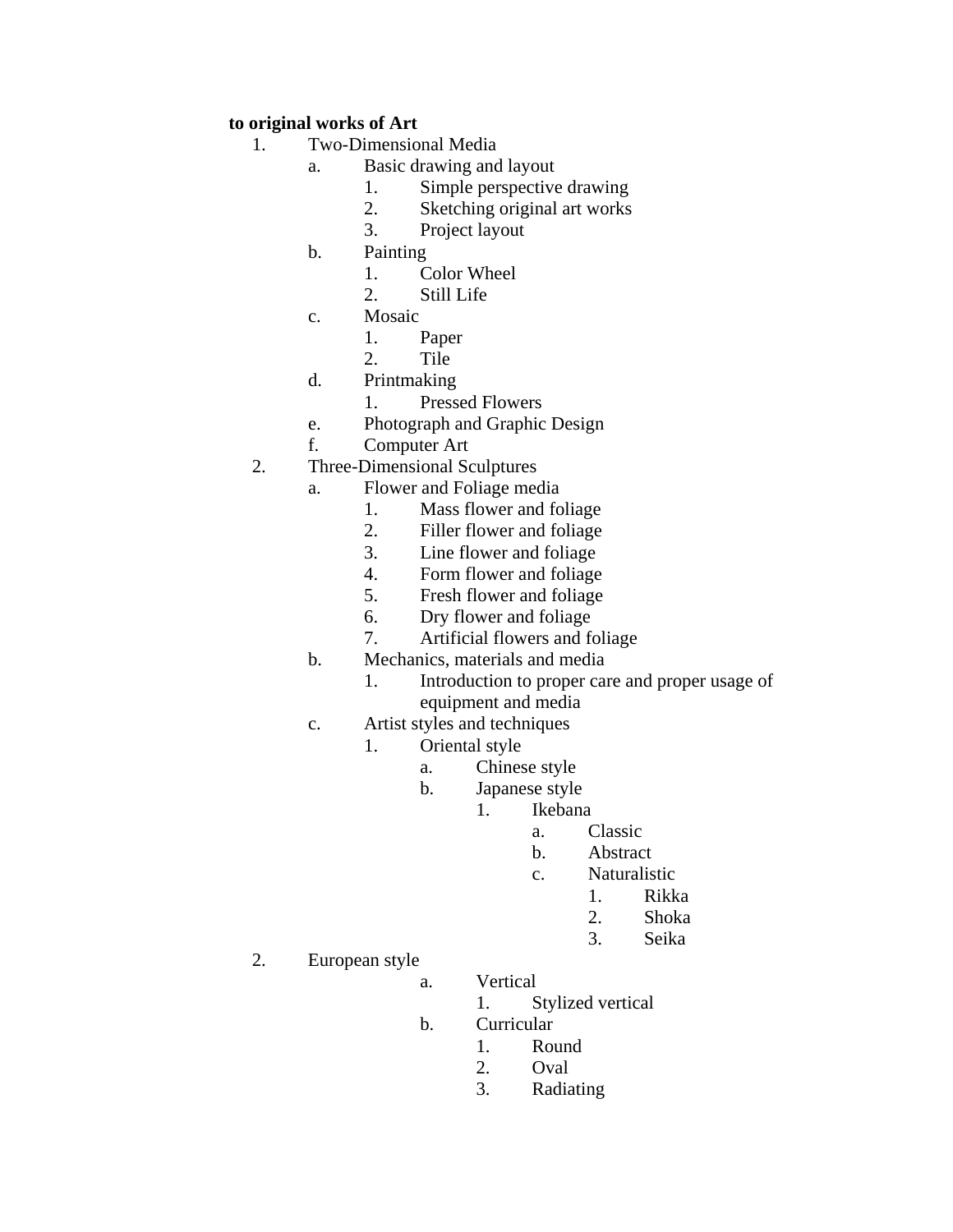**to original works of Art**

1. Two-Dimensional Media
    a. Basic drawing and layout
        1. Simple perspective drawing
        2. Sketching original art works
        3. Project layout
    b. Painting
        1. Color Wheel
        2. Still Life
    c. Mosaic
        1. Paper
        2. Tile
    d. Printmaking
        1. Pressed Flowers
    e. Photograph and Graphic Design
    f. Computer Art
2. Three-Dimensional Sculptures
    a. Flower and Foliage media
        1. Mass flower and foliage
        2. Filler flower and foliage
        3. Line flower and foliage
        4. Form flower and foliage
        5. Fresh flower and foliage
        6. Dry flower and foliage
        7. Artificial flowers and foliage
    b. Mechanics, materials and media
        1. Introduction to proper care and proper usage of equipment and media
    c. Artist styles and techniques
        1. Oriental style
            a. Chinese style
            b. Japanese style
                1. Ikebana
                    a. Classic
                    b. Abstract
                    c. Naturalistic
                        1. Rikka
                        2. Shoka
                        3. Seika
2. European style
            a. Vertical
                1. Stylized vertical
            b. Curricular
                1. Round
                2. Oval
                3. Radiating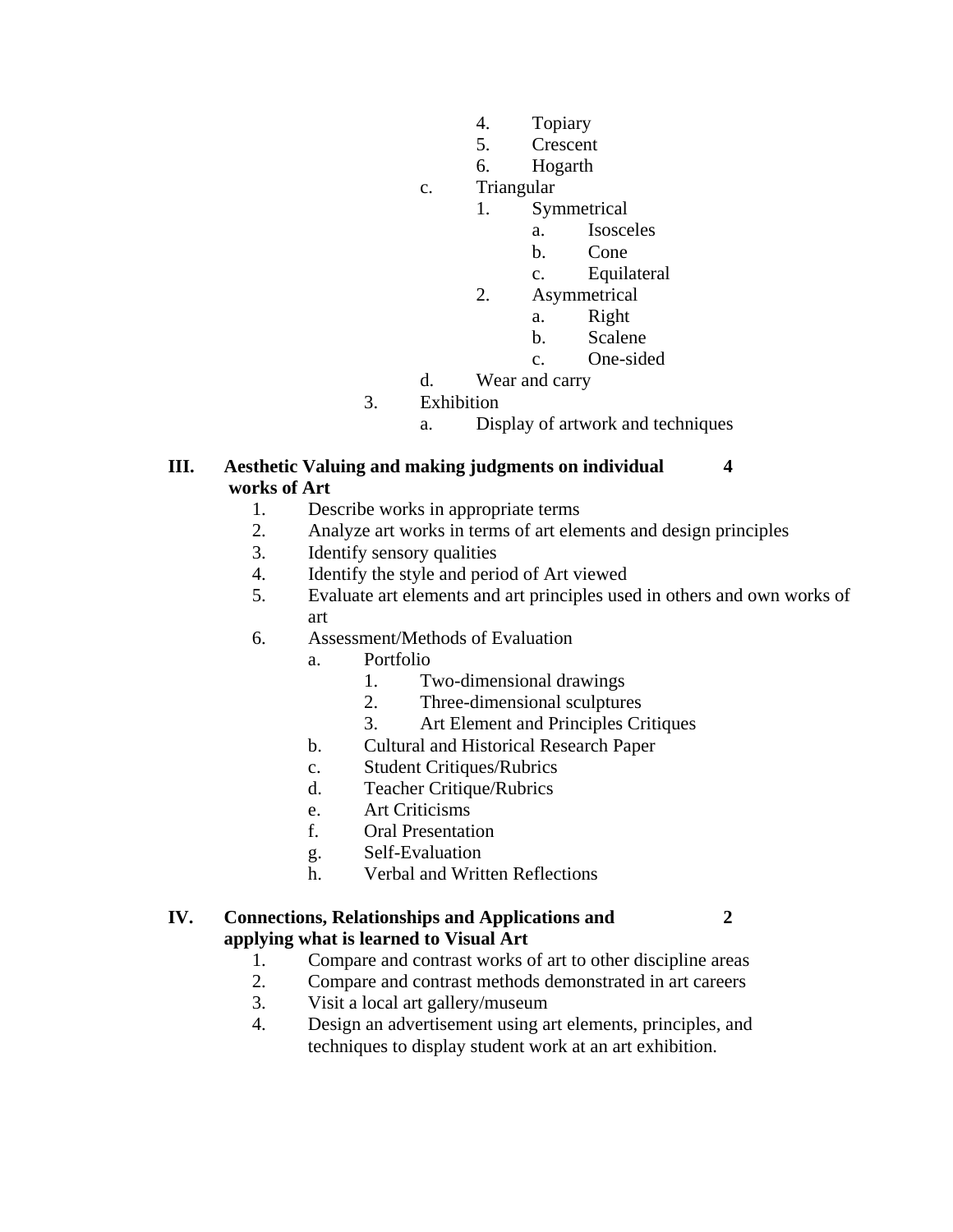4. Topiary
            5. Crescent
            6. Hogarth
         c. Triangular
            1. Symmetrical
               a. Isosceles
               b. Cone
               c. Equilateral
            2. Asymmetrical
               a. Right
               b. Scalene
               c. One-sided
         d. Wear and carry
      3. Exhibition
         a. Display of artwork and techniques

**III. Aesthetic Valuing and making judgments on individual works of Art — 4**

1. Describe works in appropriate terms
2. Analyze art works in terms of art elements and design principles
3. Identify sensory qualities
4. Identify the style and period of Art viewed
5. Evaluate art elements and art principles used in others and own works of art
6. Assessment/Methods of Evaluation
   a. Portfolio
      1. Two-dimensional drawings
      2. Three-dimensional sculptures
      3. Art Element and Principles Critiques
   b. Cultural and Historical Research Paper
   c. Student Critiques/Rubrics
   d. Teacher Critique/Rubrics
   e. Art Criticisms
   f. Oral Presentation
   g. Self-Evaluation
   h. Verbal and Written Reflections

**IV. Connections, Relationships and Applications and applying what is learned to Visual Art — 2**

1. Compare and contrast works of art to other discipline areas
2. Compare and contrast methods demonstrated in art careers
3. Visit a local art gallery/museum
4. Design an advertisement using art elements, principles, and techniques to display student work at an art exhibition.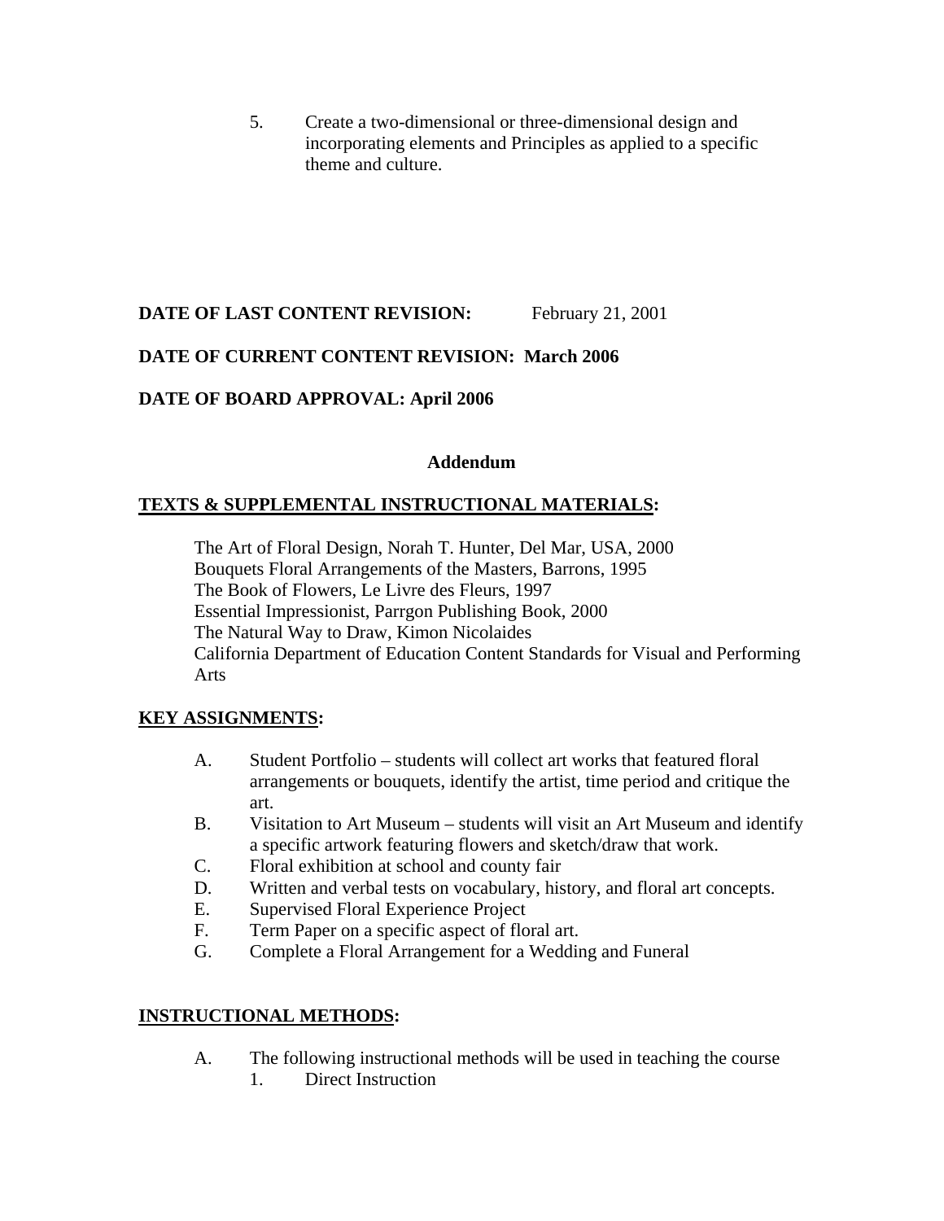5. Create a two-dimensional or three-dimensional design and incorporating elements and Principles as applied to a specific theme and culture.

**DATE OF LAST CONTENT REVISION:** February 21, 2001

**DATE OF CURRENT CONTENT REVISION: March 2006**

**DATE OF BOARD APPROVAL: April 2006**

**Addendum**

**TEXTS & SUPPLEMENTAL INSTRUCTIONAL MATERIALS:**

The Art of Floral Design, Norah T. Hunter, Del Mar, USA, 2000
Bouquets Floral Arrangements of the Masters, Barrons, 1995
The Book of Flowers, Le Livre des Fleurs, 1997
Essential Impressionist, Parrgon Publishing Book, 2000
The Natural Way to Draw, Kimon Nicolaides
California Department of Education Content Standards for Visual and Performing Arts

**KEY ASSIGNMENTS:**

A. Student Portfolio – students will collect art works that featured floral arrangements or bouquets, identify the artist, time period and critique the art.
B. Visitation to Art Museum – students will visit an Art Museum and identify a specific artwork featuring flowers and sketch/draw that work.
C. Floral exhibition at school and county fair
D. Written and verbal tests on vocabulary, history, and floral art concepts.
E. Supervised Floral Experience Project
F. Term Paper on a specific aspect of floral art.
G. Complete a Floral Arrangement for a Wedding and Funeral

**INSTRUCTIONAL METHODS:**

A. The following instructional methods will be used in teaching the course
   1. Direct Instruction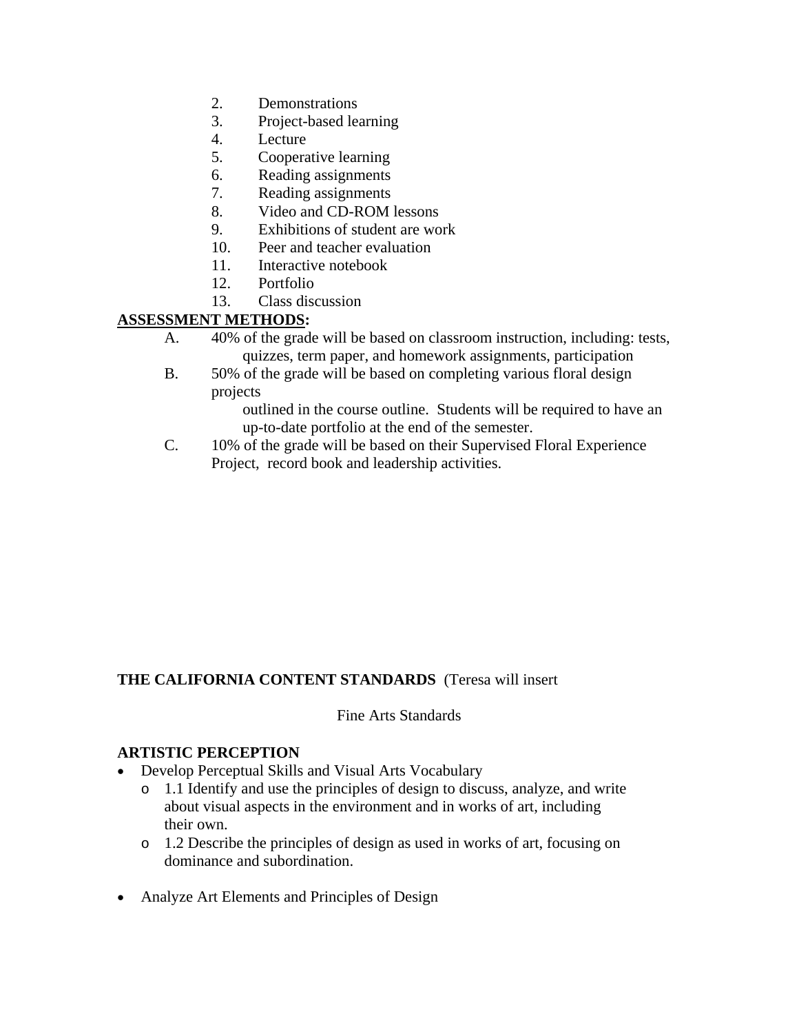2. Demonstrations
3. Project-based learning
4. Lecture
5. Cooperative learning
6. Reading assignments
7. Reading assignments
8. Video and CD-ROM lessons
9. Exhibitions of student are work
10. Peer and teacher evaluation
11. Interactive notebook
12. Portfolio
13. Class discussion

**ASSESSMENT METHODS:**

A. 40% of the grade will be based on classroom instruction, including: tests, quizzes, term paper, and homework assignments, participation

B. 50% of the grade will be based on completing various floral design projects outlined in the course outline. Students will be required to have an up-to-date portfolio at the end of the semester.

C. 10% of the grade will be based on their Supervised Floral Experience Project, record book and leadership activities.

**THE CALIFORNIA CONTENT STANDARDS** (Teresa will insert

Fine Arts Standards

**ARTISTIC PERCEPTION**

- Develop Perceptual Skills and Visual Arts Vocabulary
  - 1.1 Identify and use the principles of design to discuss, analyze, and write about visual aspects in the environment and in works of art, including their own.
  - 1.2 Describe the principles of design as used in works of art, focusing on dominance and subordination.

- Analyze Art Elements and Principles of Design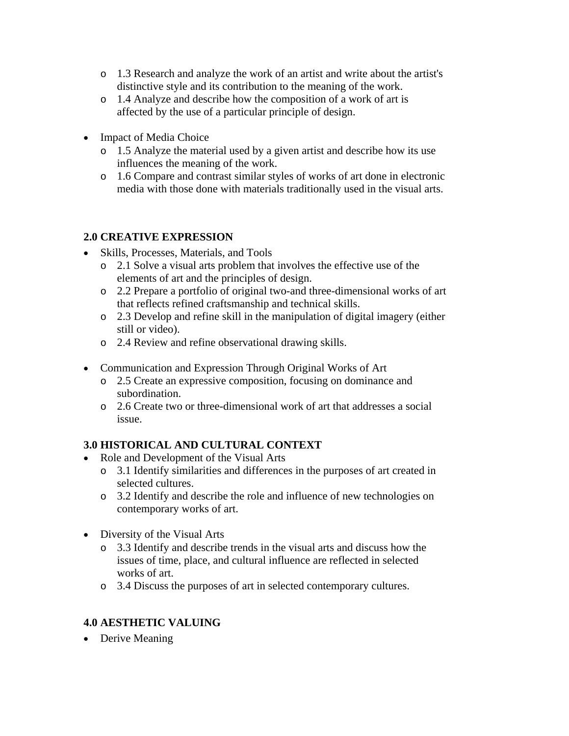- 1.3 Research and analyze the work of an artist and write about the artist's distinctive style and its contribution to the meaning of the work.
  - 1.4 Analyze and describe how the composition of a work of art is affected by the use of a particular principle of design.

- Impact of Media Choice
  - 1.5 Analyze the material used by a given artist and describe how its use influences the meaning of the work.
  - 1.6 Compare and contrast similar styles of works of art done in electronic media with those done with materials traditionally used in the visual arts.

**2.0 CREATIVE EXPRESSION**

- Skills, Processes, Materials, and Tools
  - 2.1 Solve a visual arts problem that involves the effective use of the elements of art and the principles of design.
  - 2.2 Prepare a portfolio of original two-and three-dimensional works of art that reflects refined craftsmanship and technical skills.
  - 2.3 Develop and refine skill in the manipulation of digital imagery (either still or video).
  - 2.4 Review and refine observational drawing skills.

- Communication and Expression Through Original Works of Art
  - 2.5 Create an expressive composition, focusing on dominance and subordination.
  - 2.6 Create two or three-dimensional work of art that addresses a social issue.

**3.0 HISTORICAL AND CULTURAL CONTEXT**

- Role and Development of the Visual Arts
  - 3.1 Identify similarities and differences in the purposes of art created in selected cultures.
  - 3.2 Identify and describe the role and influence of new technologies on contemporary works of art.

- Diversity of the Visual Arts
  - 3.3 Identify and describe trends in the visual arts and discuss how the issues of time, place, and cultural influence are reflected in selected works of art.
  - 3.4 Discuss the purposes of art in selected contemporary cultures.

**4.0 AESTHETIC VALUING**

- Derive Meaning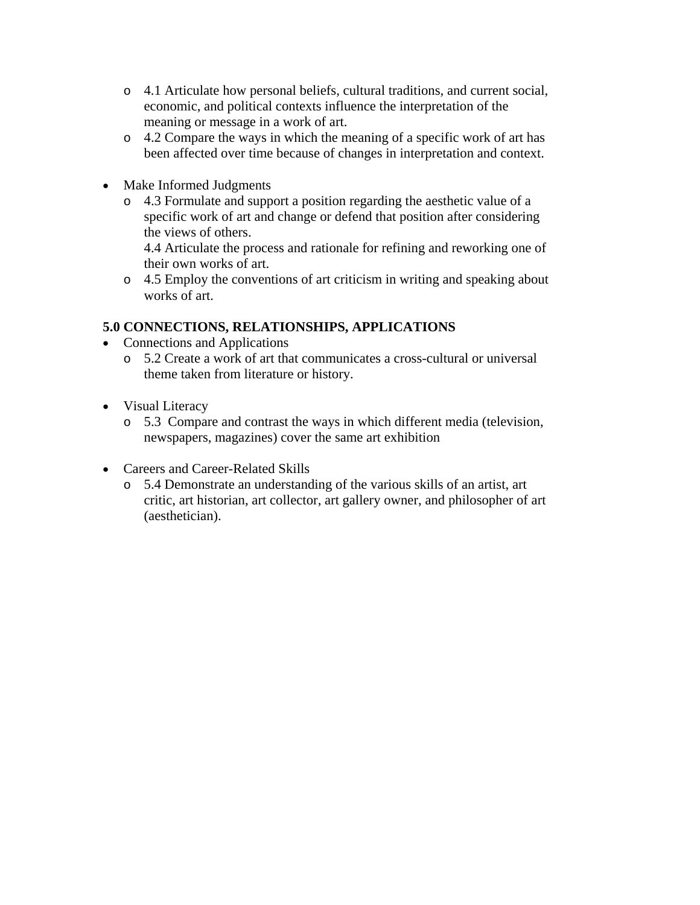- 4.1 Articulate how personal beliefs, cultural traditions, and current social, economic, and political contexts influence the interpretation of the meaning or message in a work of art.
- 4.2 Compare the ways in which the meaning of a specific work of art has been affected over time because of changes in interpretation and context.

- Make Informed Judgments
  - 4.3 Formulate and support a position regarding the aesthetic value of a specific work of art and change or defend that position after considering the views of others.
    4.4 Articulate the process and rationale for refining and reworking one of their own works of art.
  - 4.5 Employ the conventions of art criticism in writing and speaking about works of art.

**5.0 CONNECTIONS, RELATIONSHIPS, APPLICATIONS**

- Connections and Applications
  - 5.2 Create a work of art that communicates a cross-cultural or universal theme taken from literature or history.

- Visual Literacy
  - 5.3 Compare and contrast the ways in which different media (television, newspapers, magazines) cover the same art exhibition

- Careers and Career-Related Skills
  - 5.4 Demonstrate an understanding of the various skills of an artist, art critic, art historian, art collector, art gallery owner, and philosopher of art (aesthetician).